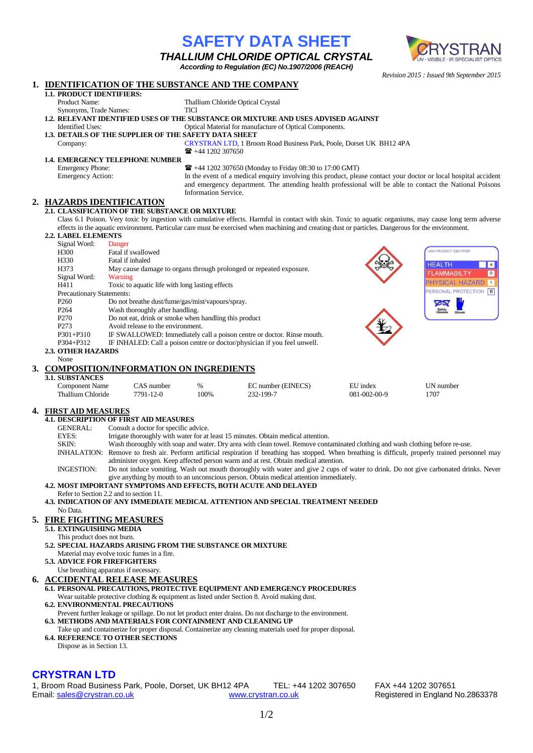# SAFETY DATA SHEET

## *THALLIUM CHLORIDE OPTICAL CRYSTAL*

***According to Regulation (EC) No.1907/2006 (REACH)***

*Revision 2015 : Issued 9th September 2015*

## 1. IDENTIFICATION OF THE SUBSTANCE AND THE COMPANY

**1.1. PRODUCT IDENTIFIERS:**

Product Name: Thallium Chloride Optical Crystal

Synonyms, Trade Names: TlCl

**1.2. RELEVANT IDENTIFIED USES OF THE SUBSTANCE OR MIXTURE AND USES ADVISED AGAINST**

Identified Uses: Optical Material for manufacture of Optical Components.

**1.3. DETAILS OF THE SUPPLIER OF THE SAFETY DATA SHEET**

Company: CRYSTRAN LTD, 1 Broom Road Business Park, Poole, Dorset UK BH12 4PA
☎ +44 1202 307650

**1.4. EMERGENCY TELEPHONE NUMBER**

Emergency Phone: ☎ +44 1202 307650 (Monday to Friday 08:30 to 17:00 GMT)

Emergency Action: In the event of a medical enquiry involving this product, please contact your doctor or local hospital accident and emergency department. The attending health professional will be able to contact the National Poisons Information Service.

## 2. HAZARDS IDENTIFICATION

**2.1. CLASSIFICATION OF THE SUBSTANCE OR MIXTURE**

Class 6.1 Poison. Very toxic by ingestion with cumulative effects. Harmful in contact with skin. Toxic to aquatic organisms, may cause long term adverse effects in the aquatic environment. Particular care must be exercised when machining and creating dust or particles. Dangerous for the environment.

**2.2. LABEL ELEMENTS**

| | |
|---|---|
| Signal Word: | Danger |
| H300 | Fatal if swallowed |
| H330 | Fatal if inhaled |
| H373 | May cause damage to organs through prolonged or repeated exposure. |
| Signal Word: | Warning |
| H411 | Toxic to aquatic life with long lasting effects |
| Precautionary Statements: | |
| P260 | Do not breathe dust/fume/gas/mist/vapours/spray. |
| P264 | Wash thoroughly after handling. |
| P270 | Do not eat, drink or smoke when handling this product |
| P273 | Avoid release to the environment. |
| P301+P310 | IF SWALLOWED: Immediately call a poison centre or doctor. Rinse mouth. |
| P304+P312 | IF INHALED: Call a poison centre or doctor/physician if you feel unwell. |

HMIS PRODUCT IDENTIFIER

| | |
|---|---|
| HEALTH | 4 |
| FLAMMABILTY | 0 |
| PHYSICAL HAZARD | 1 |
| PERSONAL PROTECTION | B |

Safety Glasses, Gloves

**2.3. OTHER HAZARDS**

None

## 3. COMPOSITION/INFORMATION ON INGREDIENTS

**3.1. SUBSTANCES**

| Component Name | CAS number | % | EC number (EINECS) | EU index | UN number |
|---|---|---|---|---|---|
| Thallium Chloride | 7791-12-0 | 100% | 232-199-7 | 081-002-00-9 | 1707 |

## 4. FIRST AID MEASURES

**4.1. DESCRIPTION OF FIRST AID MEASURES**

GENERAL: Consult a doctor for specific advice.

EYES: Irrigate thoroughly with water for at least 15 minutes. Obtain medical attention.

SKIN: Wash thoroughly with soap and water. Dry area with clean towel. Remove contaminated clothing and wash clothing before re-use.

INHALATION: Remove to fresh air. Perform artificial respiration if breathing has stopped. When breathing is difficult, properly trained personnel may administer oxygen. Keep affected person warm and at rest. Obtain medical attention.

INGESTION: Do not induce vomiting. Wash out mouth thoroughly with water and give 2 cups of water to drink. Do not give carbonated drinks. Never give anything by mouth to an unconscious person. Obtain medical attention immediately.

**4.2. MOST IMPORTANT SYMPTOMS AND EFFECTS, BOTH ACUTE AND DELAYED**

Refer to Section 2.2 and to section 11.

**4.3. INDICATION OF ANY IMMEDIATE MEDICAL ATTENTION AND SPECIAL TREATMENT NEEDED**

No Data.

## 5. FIRE FIGHTING MEASURES

**5.1. EXTINGUISHING MEDIA**

This product does not burn.

**5.2. SPECIAL HAZARDS ARISING FROM THE SUBSTANCE OR MIXTURE**

Material may evolve toxic fumes in a fire.

**5.3. ADVICE FOR FIREFIGHTERS**

Use breathing apparatus if necessary.

## 6. ACCIDENTAL RELEASE MEASURES

**6.1. PERSONAL PRECAUTIONS, PROTECTIVE EQUIPMENT AND EMERGENCY PROCEDURES**

Wear suitable protective clothing & equipment as listed under Section 8. Avoid making dust.

**6.2. ENVIRONMENTAL PRECAUTIONS**

Prevent further leakage or spillage. Do not let product enter drains. Do not discharge to the environment.

**6.3. METHODS AND MATERIALS FOR CONTAINMENT AND CLEANING UP**

Take up and containerize for proper disposal. Containerize any cleaning materials used for proper disposal.

**6.4. REFERENCE TO OTHER SECTIONS**

Dispose as in Section 13.

**CRYSTRAN LTD**

1, Broom Road Business Park, Poole, Dorset, UK BH12 4PA TEL: +44 1202 307650 FAX +44 1202 307651
Email: sales@crystran.co.uk www.crystran.co.uk Registered in England No.2863378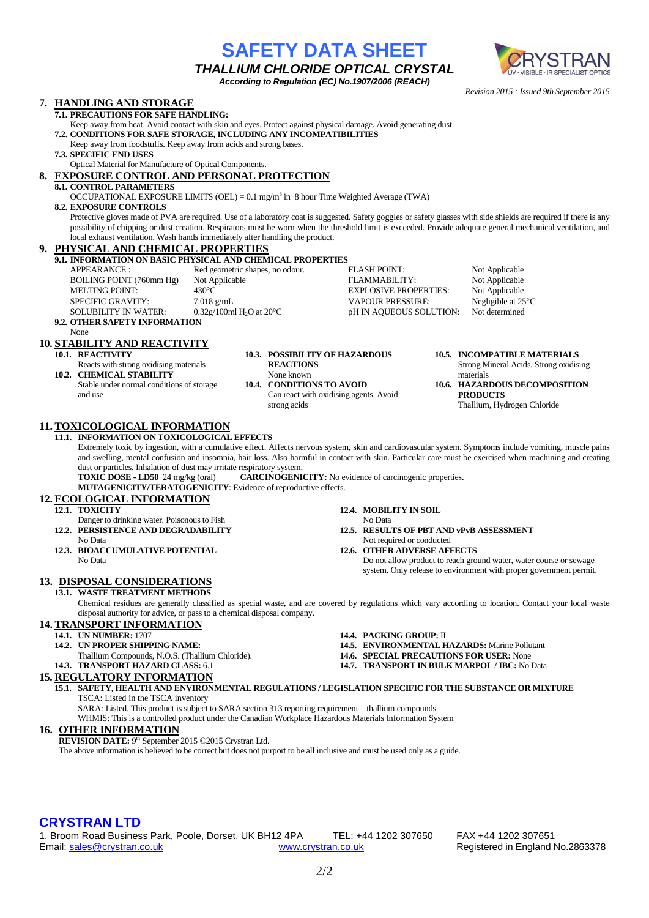# SAFETY DATA SHEET

## THALLIUM CHLORIDE OPTICAL CRYSTAL

*According to Regulation (EC) No.1907/2006 (REACH)*

*Revision 2015 : Issued 9th September 2015*

## 7. HANDLING AND STORAGE

**7.1. PRECAUTIONS FOR SAFE HANDLING:**

Keep away from heat. Avoid contact with skin and eyes. Protect against physical damage. Avoid generating dust.

**7.2. CONDITIONS FOR SAFE STORAGE, INCLUDING ANY INCOMPATIBILITIES**

Keep away from foodstuffs. Keep away from acids and strong bases.

**7.3. SPECIFIC END USES**

Optical Material for Manufacture of Optical Components.

## 8. EXPOSURE CONTROL AND PERSONAL PROTECTION

**8.1. CONTROL PARAMETERS**

OCCUPATIONAL EXPOSURE LIMITS (OEL) = 0.1 $mg/m^3$ in 8 hour Time Weighted Average (TWA)

**8.2. EXPOSURE CONTROLS**

Protective gloves made of PVA are required. Use of a laboratory coat is suggested. Safety goggles or safety glasses with side shields are required if there is any possibility of chipping or dust creation. Respirators must be worn when the threshold limit is exceeded. Provide adequate general mechanical ventilation, and local exhaust ventilation. Wash hands immediately after handling the product.

## 9. PHYSICAL AND CHEMICAL PROPERTIES

**9.1. INFORMATION ON BASIC PHYSICAL AND CHEMICAL PROPERTIES**

| | | | |
|---|---|---|---|
| APPEARANCE : | Red geometric shapes, no odour. | FLASH POINT: | Not Applicable |
| BOILING POINT (760mm Hg) | Not Applicable | FLAMMABILITY: | Not Applicable |
| MELTING POINT: | 430°C | EXPLOSIVE PROPERTIES: | Not Applicable |
| SPECIFIC GRAVITY: | 7.018 g/mL | VAPOUR PRESSURE: | Negligible at 25°C |
| SOLUBILITY IN WATER: | 0.32g/100ml $H_2O$ at 20°C | pH IN AQUEOUS SOLUTION: | Not determined |

**9.2. OTHER SAFETY INFORMATION**

None

## 10. STABILITY AND REACTIVITY

**10.1. REACTIVITY**

Reacts with strong oxidising materials

**10.2. CHEMICAL STABILITY**

Stable under normal conditions of storage and use

**10.3. POSSIBILITY OF HAZARDOUS REACTIONS**

None known

**10.4. CONDITIONS TO AVOID**

Can react with oxidising agents. Avoid strong acids

**10.5. INCOMPATIBLE MATERIALS**

Strong Mineral Acids. Strong oxidising materials

**10.6. HAZARDOUS DECOMPOSITION PRODUCTS**

Thallium, Hydrogen Chloride

## 11. TOXICOLOGICAL INFORMATION

**11.1. INFORMATION ON TOXICOLOGICAL EFFECTS**

Extremely toxic by ingestion, with a cumulative effect. Affects nervous system, skin and cardiovascular system. Symptoms include vomiting, muscle pains and swelling, mental confusion and insomnia, hair loss. Also harmful in contact with skin. Particular care must be exercised when machining and creating dust or particles. Inhalation of dust may irritate respiratory system.

**TOXIC DOSE - LD50** 24 mg/kg (oral) **CARCINOGENICITY:** No evidence of carcinogenic properties.

**MUTAGENICITY/TERATOGENICITY**: Evidence of reproductive effects.

## 12. ECOLOGICAL INFORMATION

**12.1. TOXICITY**

Danger to drinking water. Poisonous to Fish

**12.2. PERSISTENCE AND DEGRADABILITY**

No Data

**12.3. BIOACCUMULATIVE POTENTIAL**

No Data

**12.4. MOBILITY IN SOIL**

No Data

**12.5. RESULTS OF PBT AND vPvB ASSESSMENT**

Not required or conducted

**12.6. OTHER ADVERSE AFFECTS**

Do not allow product to reach ground water, water course or sewage system. Only release to environment with proper government permit.

## 13. DISPOSAL CONSIDERATIONS

**13.1. WASTE TREATMENT METHODS**

Chemical residues are generally classified as special waste, and are covered by regulations which vary according to location. Contact your local waste disposal authority for advice, or pass to a chemical disposal company.

## 14. TRANSPORT INFORMATION

**14.1. UN NUMBER:** 1707

**14.2. UN PROPER SHIPPING NAME:**

Thallium Compounds, N.O.S. (Thallium Chloride).

**14.3. TRANSPORT HAZARD CLASS:** 6.1

**14.4. PACKING GROUP:** II

**14.5. ENVIRONMENTAL HAZARDS:** Marine Pollutant

**14.6. SPECIAL PRECAUTIONS FOR USER:** None

**14.7. TRANSPORT IN BULK MARPOL / IBC:** No Data

## 15. REGULATORY INFORMATION

**15.1. SAFETY, HEALTH AND ENVIRONMENTAL REGULATIONS / LEGISLATION SPECIFIC FOR THE SUBSTANCE OR MIXTURE**

TSCA: Listed in the TSCA inventory

SARA: Listed. This product is subject to SARA section 313 reporting requirement – thallium compounds.

WHMIS: This is a controlled product under the Canadian Workplace Hazardous Materials Information System

## 16. OTHER INFORMATION

**REVISION DATE:** 9th September 2015 ©2015 Crystran Ltd.

The above information is believed to be correct but does not purport to be all inclusive and must be used only as a guide.

## CRYSTRAN LTD

1, Broom Road Business Park, Poole, Dorset, UK BH12 4PA TEL: +44 1202 307650 FAX +44 1202 307651

Email: sales@crystran.co.uk www.crystran.co.uk Registered in England No.2863378